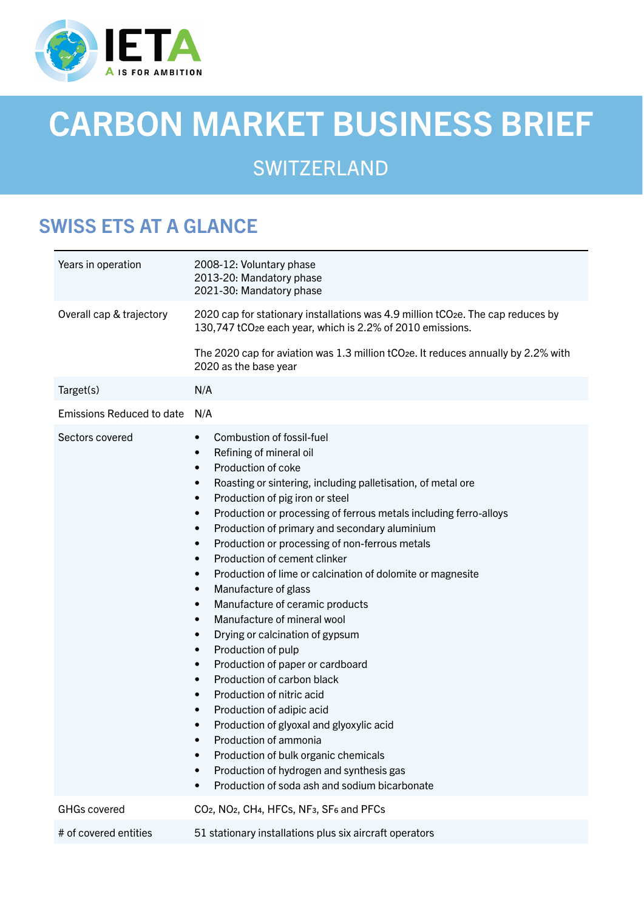# CARBON MARKET BUSINESS BRIEF

## SWITZERLAND

## SWISS ETS AT A GLANCE

| | |
|---|---|
| Years in operation | 2008-12: Voluntary phase<br>2013-20: Mandatory phase<br>2021-30: Mandatory phase |
| Overall cap & trajectory | 2020 cap for stationary installations was 4.9 million $tCO_2e$. The cap reduces by 130,747 $tCO_2e$ each year, which is 2.2% of 2010 emissions.<br><br>The 2020 cap for aviation was 1.3 million $tCO_2e$. It reduces annually by 2.2% with 2020 as the base year |
| Target(s) | N/A |
| Emissions Reduced to date | N/A |
| Sectors covered | • Combustion of fossil-fuel<br>• Refining of mineral oil<br>• Production of coke<br>• Roasting or sintering, including palletisation, of metal ore<br>• Production of pig iron or steel<br>• Production or processing of ferrous metals including ferro-alloys<br>• Production of primary and secondary aluminium<br>• Production or processing of non-ferrous metals<br>• Production of cement clinker<br>• Production of lime or calcination of dolomite or magnesite<br>• Manufacture of glass<br>• Manufacture of ceramic products<br>• Manufacture of mineral wool<br>• Drying or calcination of gypsum<br>• Production of pulp<br>• Production of paper or cardboard<br>• Production of carbon black<br>• Production of nitric acid<br>• Production of adipic acid<br>• Production of glyoxal and glyoxylic acid<br>• Production of ammonia<br>• Production of bulk organic chemicals<br>• Production of hydrogen and synthesis gas<br>• Production of soda ash and sodium bicarbonate |
| GHGs covered | $CO_2$, $NO_2$, $CH_4$, HFCs, $NF_3$, $SF_6$ and PFCs |
| # of covered entities | 51 stationary installations plus six aircraft operators |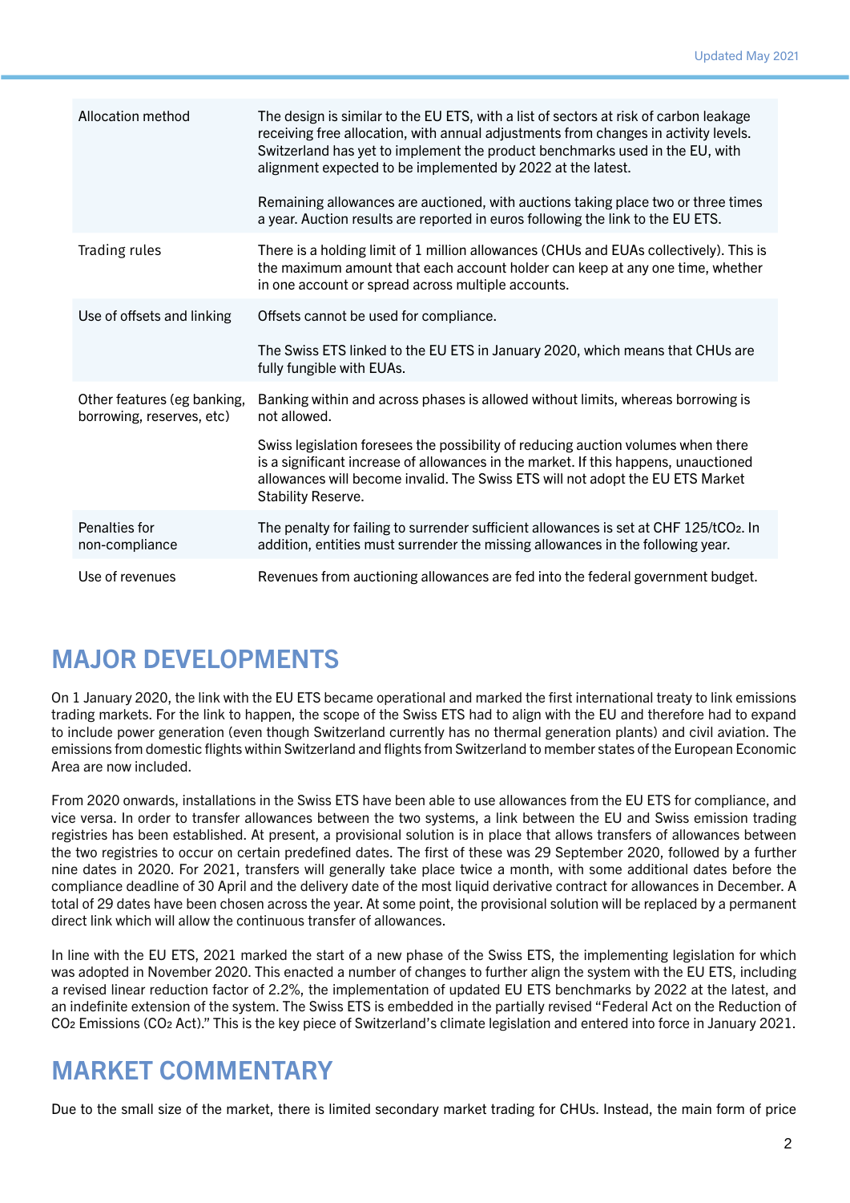| | |
|---|---|
| Allocation method | The design is similar to the EU ETS, with a list of sectors at risk of carbon leakage receiving free allocation, with annual adjustments from changes in activity levels. Switzerland has yet to implement the product benchmarks used in the EU, with alignment expected to be implemented by 2022 at the latest.<br><br>Remaining allowances are auctioned, with auctions taking place two or three times a year. Auction results are reported in euros following the link to the EU ETS. |
| Trading rules | There is a holding limit of 1 million allowances (CHUs and EUAs collectively). This is the maximum amount that each account holder can keep at any one time, whether in one account or spread across multiple accounts. |
| Use of offsets and linking | Offsets cannot be used for compliance.<br><br>The Swiss ETS linked to the EU ETS in January 2020, which means that CHUs are fully fungible with EUAs. |
| Other features (eg banking, borrowing, reserves, etc) | Banking within and across phases is allowed without limits, whereas borrowing is not allowed.<br><br>Swiss legislation foresees the possibility of reducing auction volumes when there is a significant increase of allowances in the market. If this happens, unauctioned allowances will become invalid. The Swiss ETS will not adopt the EU ETS Market Stability Reserve. |
| Penalties for non-compliance | The penalty for failing to surrender sufficient allowances is set at CHF 125/t$CO_2$. In addition, entities must surrender the missing allowances in the following year. |
| Use of revenues | Revenues from auctioning allowances are fed into the federal government budget. |

## MAJOR DEVELOPMENTS

On 1 January 2020, the link with the EU ETS became operational and marked the first international treaty to link emissions trading markets. For the link to happen, the scope of the Swiss ETS had to align with the EU and therefore had to expand to include power generation (even though Switzerland currently has no thermal generation plants) and civil aviation. The emissions from domestic flights within Switzerland and flights from Switzerland to member states of the European Economic Area are now included.

From 2020 onwards, installations in the Swiss ETS have been able to use allowances from the EU ETS for compliance, and vice versa. In order to transfer allowances between the two systems, a link between the EU and Swiss emission trading registries has been established. At present, a provisional solution is in place that allows transfers of allowances between the two registries to occur on certain predefined dates. The first of these was 29 September 2020, followed by a further nine dates in 2020. For 2021, transfers will generally take place twice a month, with some additional dates before the compliance deadline of 30 April and the delivery date of the most liquid derivative contract for allowances in December. A total of 29 dates have been chosen across the year. At some point, the provisional solution will be replaced by a permanent direct link which will allow the continuous transfer of allowances.

In line with the EU ETS, 2021 marked the start of a new phase of the Swiss ETS, the implementing legislation for which was adopted in November 2020. This enacted a number of changes to further align the system with the EU ETS, including a revised linear reduction factor of 2.2%, the implementation of updated EU ETS benchmarks by 2022 at the latest, and an indefinite extension of the system. The Swiss ETS is embedded in the partially revised "Federal Act on the Reduction of $CO_2$ Emissions ($CO_2$ Act)." This is the key piece of Switzerland's climate legislation and entered into force in January 2021.

## MARKET COMMENTARY

Due to the small size of the market, there is limited secondary market trading for CHUs. Instead, the main form of price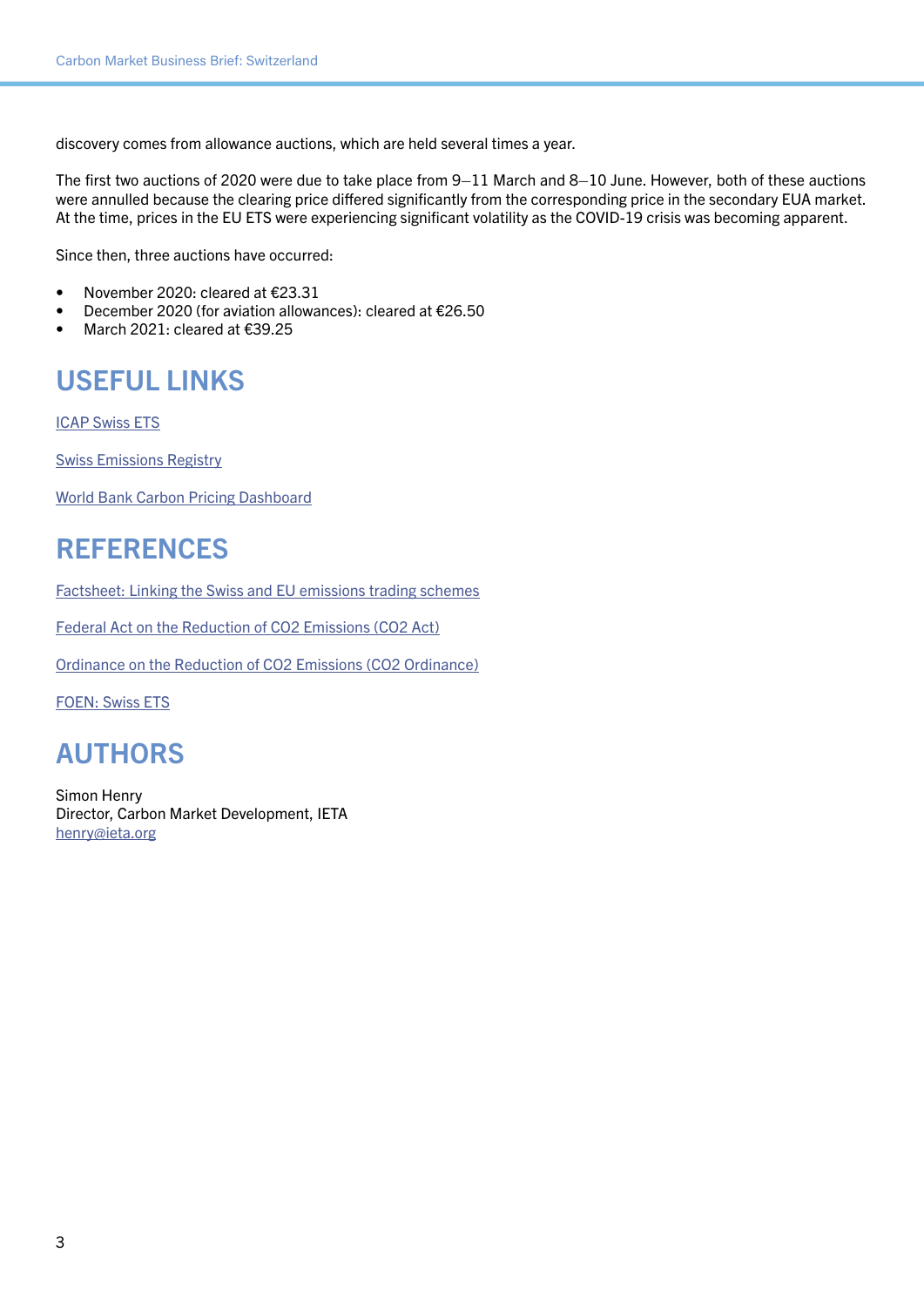discovery comes from allowance auctions, which are held several times a year.

The first two auctions of 2020 were due to take place from 9–11 March and 8–10 June. However, both of these auctions were annulled because the clearing price differed significantly from the corresponding price in the secondary EUA market. At the time, prices in the EU ETS were experiencing significant volatility as the COVID-19 crisis was becoming apparent.

Since then, three auctions have occurred:

- November 2020: cleared at €23.31
- December 2020 (for aviation allowances): cleared at €26.50
- March 2021: cleared at €39.25

## USEFUL LINKS

ICAP Swiss ETS

Swiss Emissions Registry

World Bank Carbon Pricing Dashboard

## REFERENCES

Factsheet: Linking the Swiss and EU emissions trading schemes

Federal Act on the Reduction of CO2 Emissions (CO2 Act)

Ordinance on the Reduction of CO2 Emissions (CO2 Ordinance)

FOEN: Swiss ETS

## AUTHORS

Simon Henry
Director, Carbon Market Development, IETA
henry@ieta.org